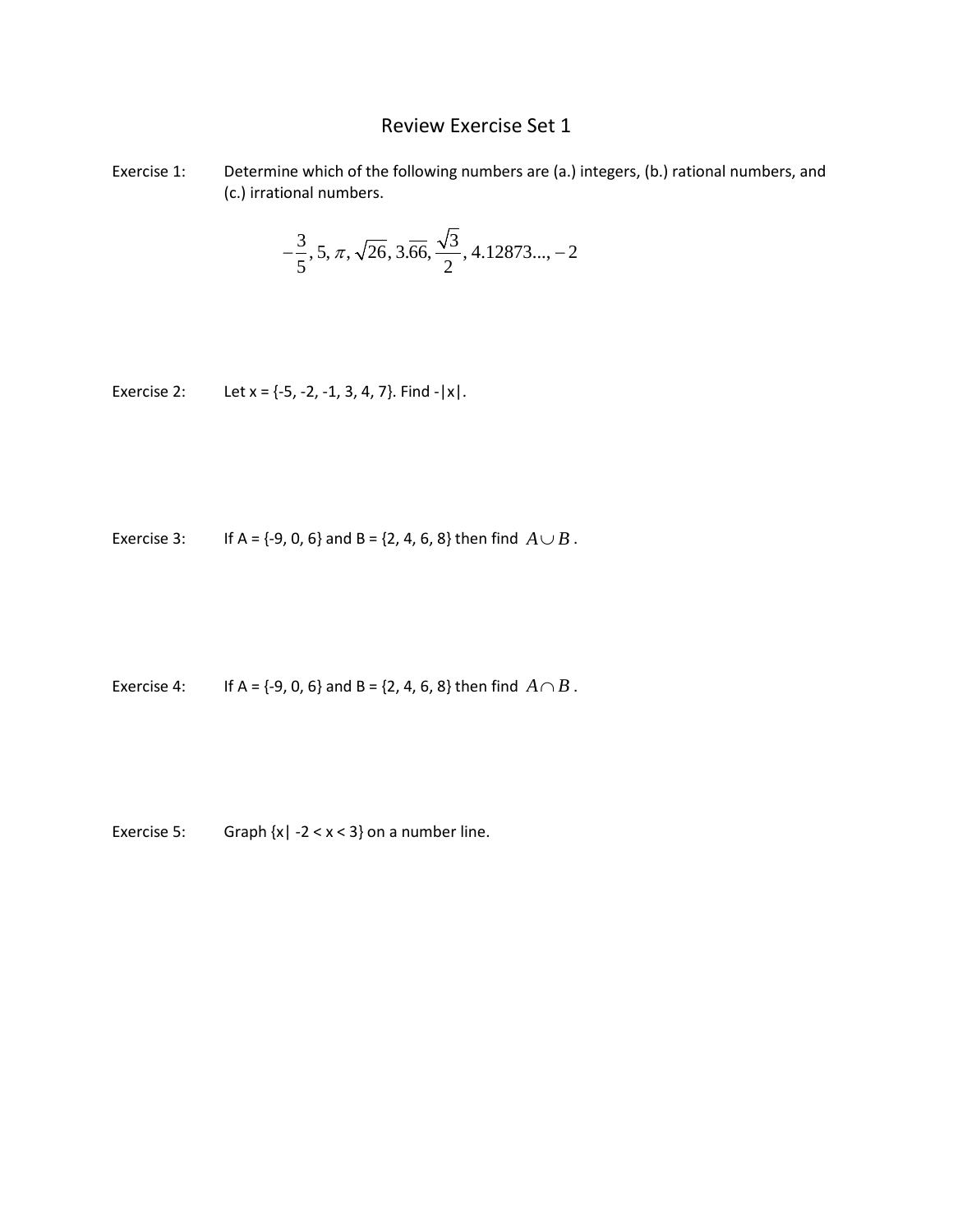# Review Exercise Set 1

Exercise 1: Determine which of the following numbers are (a.) integers, (b.) rational numbers, and (c.) irrational numbers.

$$-\frac{3}{5}, 5, \pi, \sqrt{26}, 3.\overline{66}, \frac{\sqrt{3}}{2}, 4.12873..., -2$$

Exercise 2: Let x = {-5, -2, -1, 3, 4, 7}. Find -|x|.

Exercise 3: If A = {-9, 0, 6} and B = {2, 4, 6, 8} then find $A \cup B$.

Exercise 4: If A = {-9, 0, 6} and B = {2, 4, 6, 8} then find $A \cap B$.

Exercise 5: Graph {x| -2 < x < 3} on a number line.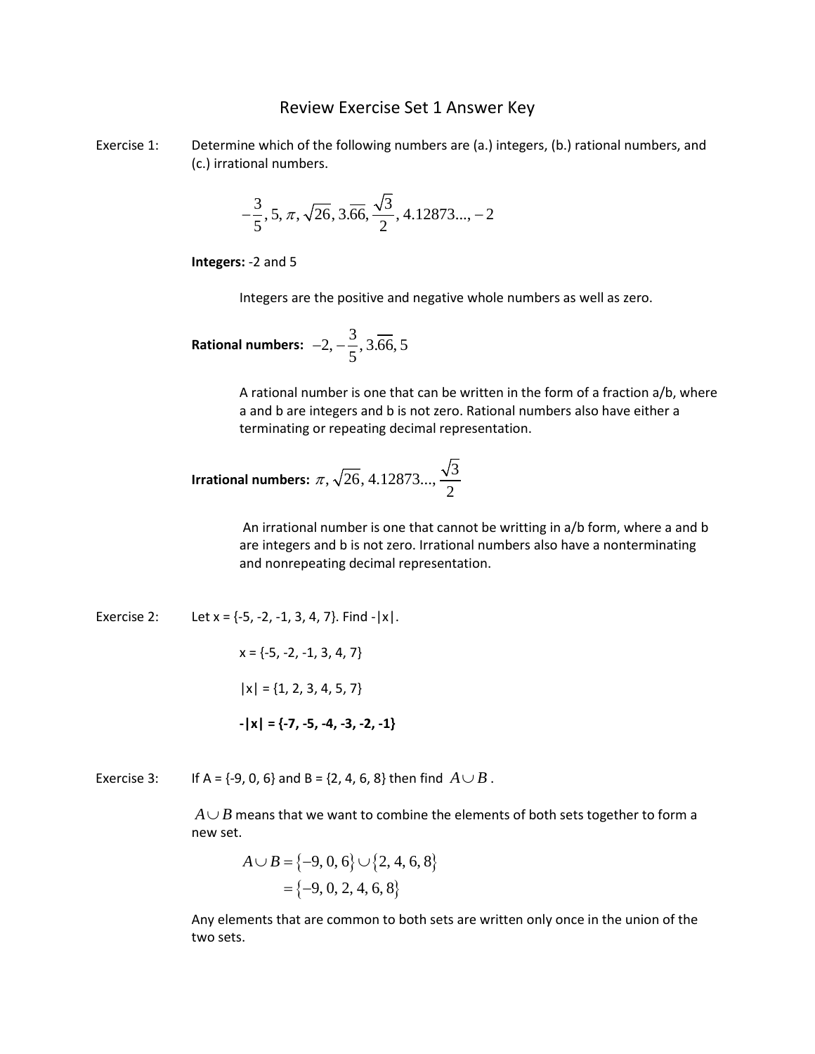# Review Exercise Set 1 Answer Key

Exercise 1: Determine which of the following numbers are (a.) integers, (b.) rational numbers, and (c.) irrational numbers.

$$-\frac{3}{5}, 5, \pi, \sqrt{26}, 3.\overline{66}, \frac{\sqrt{3}}{2}, 4.12873..., -2$$

**Integers:** -2 and 5

Integers are the positive and negative whole numbers as well as zero.

**Rational numbers:** $-2, -\frac{3}{5}, 3.\overline{66}, 5$

A rational number is one that can be written in the form of a fraction a/b, where a and b are integers and b is not zero. Rational numbers also have either a terminating or repeating decimal representation.

**Irrational numbers:** $\pi, \sqrt{26}, 4.12873..., \frac{\sqrt{3}}{2}$

An irrational number is one that cannot be writting in a/b form, where a and b are integers and b is not zero. Irrational numbers also have a nonterminating and nonrepeating decimal representation.

Exercise 2: Let x = {-5, -2, -1, 3, 4, 7}. Find -|x|.

x = {-5, -2, -1, 3, 4, 7}

|x| = {1, 2, 3, 4, 5, 7}

**-|x| = {-7, -5, -4, -3, -2, -1}**

Exercise 3: If A = {-9, 0, 6} and B = {2, 4, 6, 8} then find $A \cup B$.

$A \cup B$ means that we want to combine the elements of both sets together to form a new set.

$$\begin{aligned} A \cup B &= \{-9, 0, 6\} \cup \{2, 4, 6, 8\} \\ &= \{-9, 0, 2, 4, 6, 8\} \end{aligned}$$

Any elements that are common to both sets are written only once in the union of the two sets.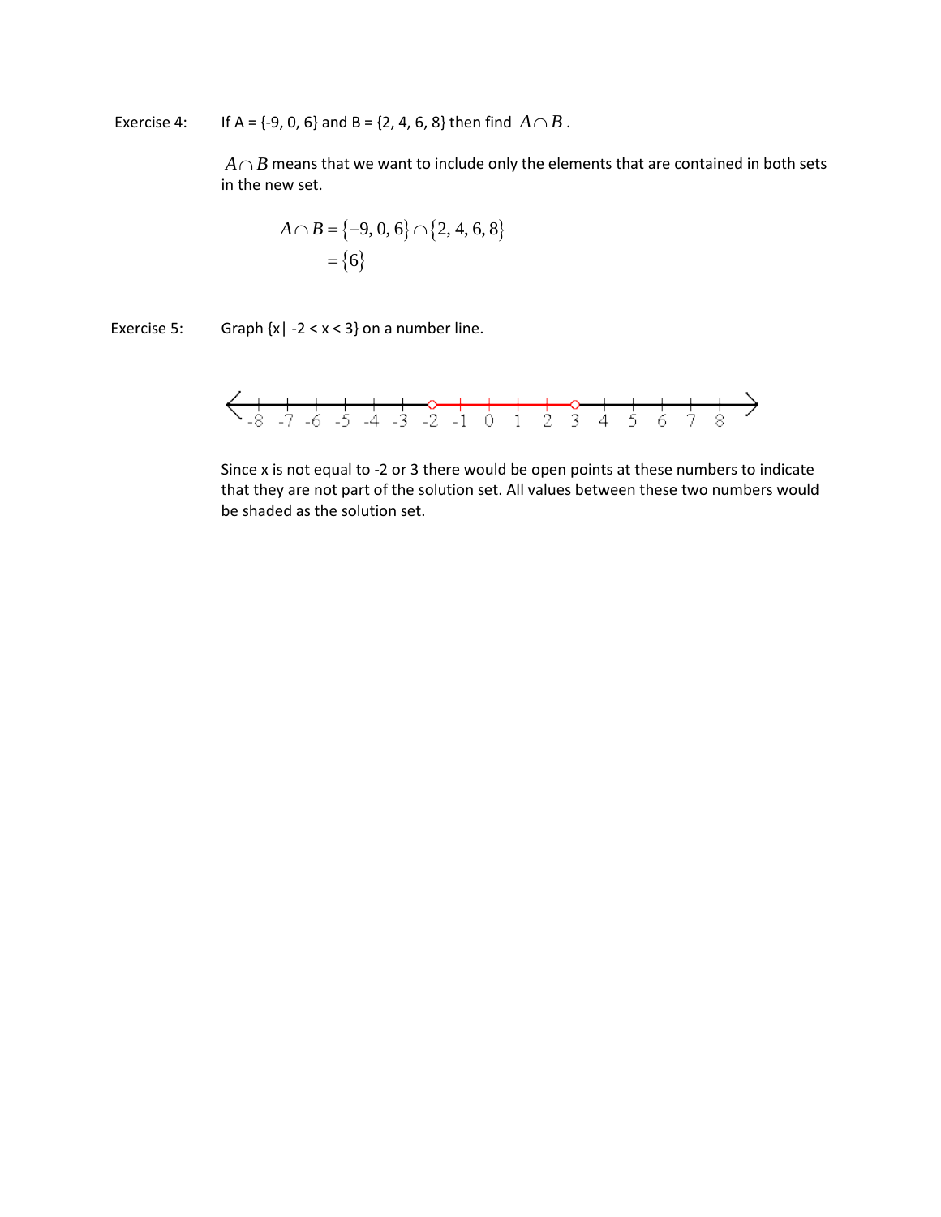Exercise 4: If A = {-9, 0, 6} and B = {2, 4, 6, 8} then find $A \cap B$.

$A \cap B$ means that we want to include only the elements that are contained in both sets in the new set.

$$
\begin{aligned}
A \cap B &= \{-9, 0, 6\} \cap \{2, 4, 6, 8\} \\
&= \{6\}
\end{aligned}
$$

Exercise 5: Graph {x| -2 < x < 3} on a number line.

-8 -7 -6 -5 -4 -3 -2 -1 0 1 2 3 4 5 6 7 8

Since x is not equal to -2 or 3 there would be open points at these numbers to indicate that they are not part of the solution set. All values between these two numbers would be shaded as the solution set.